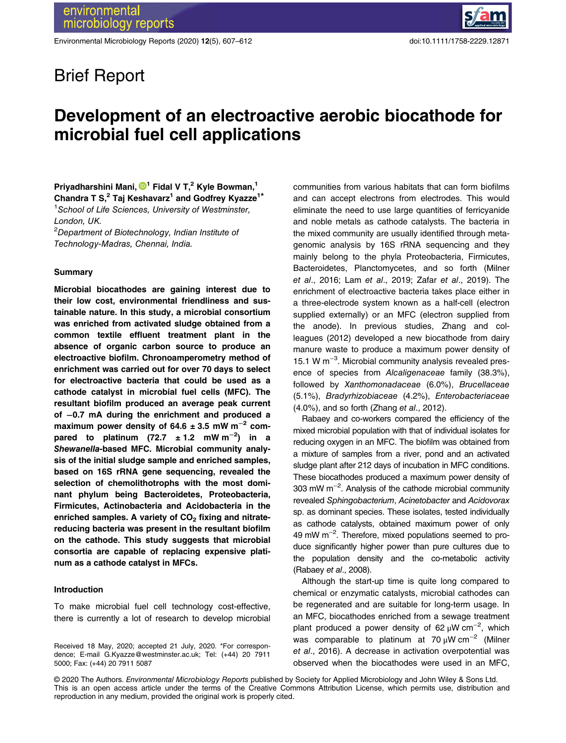Brief Report

# Development of an electroactive aerobic biocathode for microbial fuel cell applications

**Priyadharshini Mani,[1] Fidal V T,[2] Kyle Bowman,[1] Chandra T S,[2] Taj Keshavarz[1] and Godfrey Kyazze[1]***

[1]*School of Life Sciences, University of Westminster, London, UK.*

[2]*Department of Biotechnology, Indian Institute of Technology-Madras, Chennai, India.*

## Summary

**Microbial biocathodes are gaining interest due to their low cost, environmental friendliness and sustainable nature. In this study, a microbial consortium was enriched from activated sludge obtained from a common textile effluent treatment plant in the absence of organic carbon source to produce an electroactive biofilm. Chronoamperometry method of enrichment was carried out for over 70 days to select for electroactive bacteria that could be used as a cathode catalyst in microbial fuel cells (MFC). The resultant biofilm produced an average peak current of −0.7 mA during the enrichment and produced a maximum power density of 64.6 ± 3.5 mW $m^{-2}$ compared to platinum (72.7 ± 1.2 mW $m^{-2}$) in a *Shewanella*-based MFC. Microbial community analysis of the initial sludge sample and enriched samples, based on 16S rRNA gene sequencing, revealed the selection of chemolithotrophs with the most dominant phylum being Bacteroidetes, Proteobacteria, Firmicutes, Actinobacteria and Acidobacteria in the enriched samples. A variety of $CO_2$ fixing and nitrate-reducing bacteria was present in the resultant biofilm on the cathode. This study suggests that microbial consortia are capable of replacing expensive platinum as a cathode catalyst in MFCs.**

## Introduction

To make microbial fuel cell technology cost-effective, there is currently a lot of research to develop microbial communities from various habitats that can form biofilms and can accept electrons from electrodes. This would eliminate the need to use large quantities of ferricyanide and noble metals as cathode catalysts. The bacteria in the mixed community are usually identified through metagenomic analysis by 16S rRNA sequencing and they mainly belong to the phyla Proteobacteria, Firmicutes, Bacteroidetes, Planctomycetes, and so forth (Milner *et al*., 2016; Lam *et al*., 2019; Zafar *et al*., 2019). The enrichment of electroactive bacteria takes place either in a three-electrode system known as a half-cell (electron supplied externally) or an MFC (electron supplied from the anode). In previous studies, Zhang and colleagues (2012) developed a new biocathode from dairy manure waste to produce a maximum power density of 15.1 W $m^{-3}$. Microbial community analysis revealed presence of species from *Alcaligenaceae* family (38.3%), followed by *Xanthomonadaceae* (6.0%), *Brucellaceae* (5.1%), *Bradyrhizobiaceae* (4.2%), *Enterobacteriaceae* (4.0%), and so forth (Zhang *et al*., 2012).

Rabaey and co-workers compared the efficiency of the mixed microbial population with that of individual isolates for reducing oxygen in an MFC. The biofilm was obtained from a mixture of samples from a river, pond and an activated sludge plant after 212 days of incubation in MFC conditions. These biocathodes produced a maximum power density of 303 mW $m^{-2}$. Analysis of the cathode microbial community revealed *Sphingobacterium*, *Acinetobacter* and *Acidovorax* sp. as dominant species. These isolates, tested individually as cathode catalysts, obtained maximum power of only 49 mW $m^{-2}$. Therefore, mixed populations seemed to produce significantly higher power than pure cultures due to the population density and the co-metabolic activity (Rabaey *et al*., 2008).

Although the start-up time is quite long compared to chemical or enzymatic catalysts, microbial cathodes can be regenerated and are suitable for long-term usage. In an MFC, biocathodes enriched from a sewage treatment plant produced a power density of 62 μW $cm^{-2}$, which was comparable to platinum at 70 μW $cm^{-2}$ (Milner *et al*., 2016). A decrease in activation overpotential was observed when the biocathodes were used in an MFC,

Received 18 May, 2020; accepted 21 July, 2020. *For correspondence; E-mail G.Kyazze@westminster.ac.uk; Tel: (+44) 20 7911 5000; Fax: (+44) 20 7911 5087

© 2020 The Authors. *Environmental Microbiology Reports* published by Society for Applied Microbiology and John Wiley & Sons Ltd. This is an open access article under the terms of the Creative Commons Attribution License, which permits use, distribution and reproduction in any medium, provided the original work is properly cited.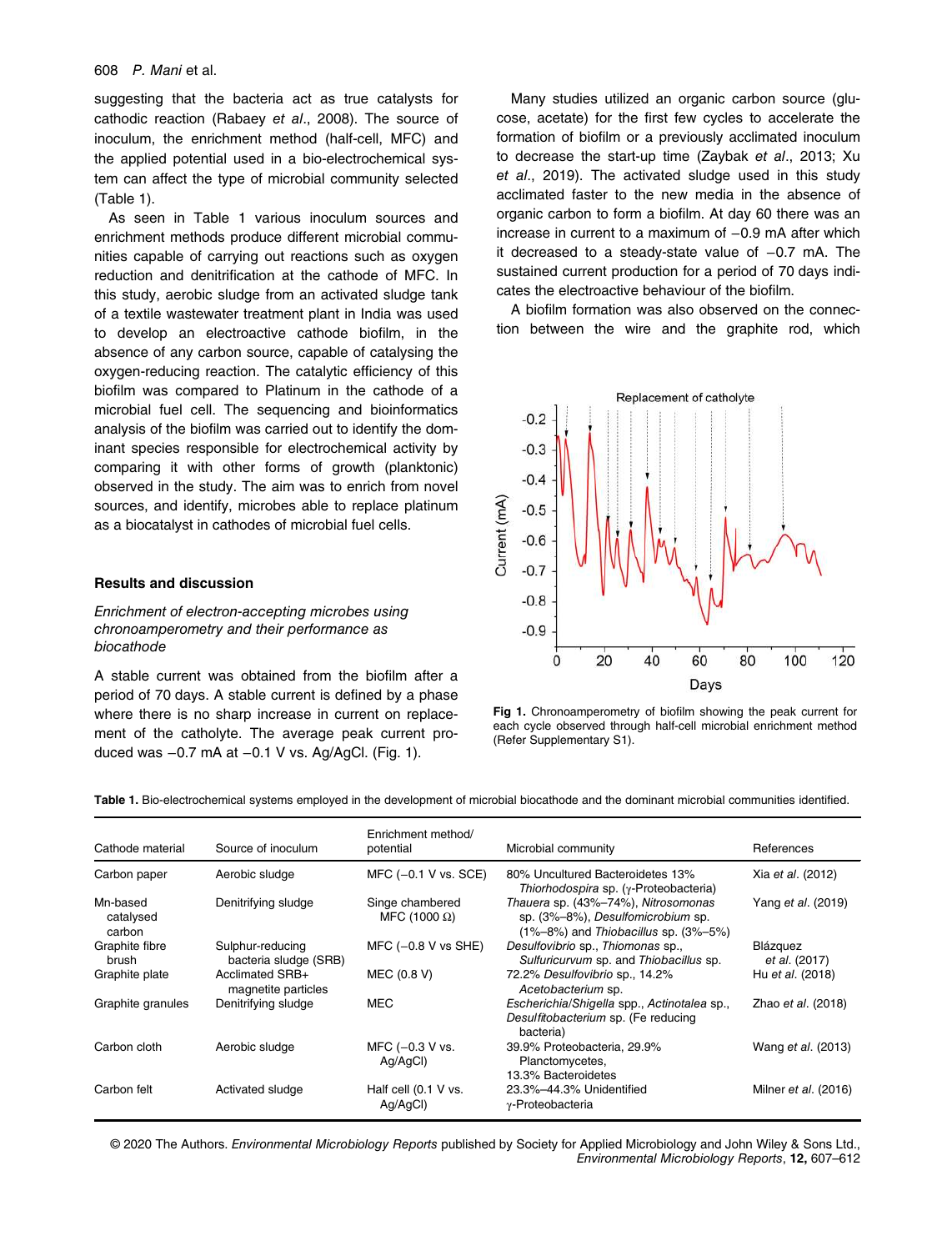suggesting that the bacteria act as true catalysts for cathodic reaction (Rabaey *et al*., 2008). The source of inoculum, the enrichment method (half-cell, MFC) and the applied potential used in a bio-electrochemical system can affect the type of microbial community selected (Table 1).

As seen in Table 1 various inoculum sources and enrichment methods produce different microbial communities capable of carrying out reactions such as oxygen reduction and denitrification at the cathode of MFC. In this study, aerobic sludge from an activated sludge tank of a textile wastewater treatment plant in India was used to develop an electroactive cathode biofilm, in the absence of any carbon source, capable of catalysing the oxygen-reducing reaction. The catalytic efficiency of this biofilm was compared to Platinum in the cathode of a microbial fuel cell. The sequencing and bioinformatics analysis of the biofilm was carried out to identify the dominant species responsible for electrochemical activity by comparing it with other forms of growth (planktonic) observed in the study. The aim was to enrich from novel sources, and identify, microbes able to replace platinum as a biocatalyst in cathodes of microbial fuel cells.

## Results and discussion

### *Enrichment of electron-accepting microbes using chronoamperometry and their performance as biocathode*

A stable current was obtained from the biofilm after a period of 70 days. A stable current is defined by a phase where there is no sharp increase in current on replacement of the catholyte. The average peak current produced was −0.7 mA at −0.1 V vs. Ag/AgCl. (Fig. 1).

Many studies utilized an organic carbon source (glucose, acetate) for the first few cycles to accelerate the formation of biofilm or a previously acclimated inoculum to decrease the start-up time (Zaybak *et al*., 2013; Xu *et al*., 2019). The activated sludge used in this study acclimated faster to the new media in the absence of organic carbon to form a biofilm. At day 60 there was an increase in current to a maximum of −0.9 mA after which it decreased to a steady-state value of −0.7 mA. The sustained current production for a period of 70 days indicates the electroactive behaviour of the biofilm.

A biofilm formation was also observed on the connection between the wire and the graphite rod, which

**Fig 1.** Chronoamperometry of biofilm showing the peak current for each cycle observed through half-cell microbial enrichment method (Refer Supplementary S1).

**Table 1.** Bio-electrochemical systems employed in the development of microbial biocathode and the dominant microbial communities identified.

| Cathode material | Source of inoculum | Enrichment method/ potential | Microbial community | References |
|---|---|---|---|---|
| Carbon paper | Aerobic sludge | MFC (−0.1 V vs. SCE) | 80% Uncultured Bacteroidetes 13% *Thiorhodospira* sp. (γ-Proteobacteria) | Xia *et al*. (2012) |
| Mn-based catalysed carbon | Denitrifying sludge | Singe chambered MFC (1000 Ω) | *Thauera* sp. (43%–74%), *Nitrosomonas* sp. (3%–8%), *Desulfomicrobium* sp. (1%–8%) and *Thiobacillus* sp. (3%–5%) | Yang *et al*. (2019) |
| Graphite fibre brush | Sulphur-reducing bacteria sludge (SRB) | MFC (−0.8 V vs SHE) | *Desulfovibrio* sp., *Thiomonas* sp., *Sulfuricurvum* sp. and *Thiobacillus* sp. | Blázquez *et al*. (2017) |
| Graphite plate | Acclimated SRB+ magnetite particles | MEC (0.8 V) | 72.2% *Desulfovibrio* sp., 14.2% *Acetobacterium* sp. | Hu *et al*. (2018) |
| Graphite granules | Denitrifying sludge | MEC | *Escherichia*/*Shigella* spp., *Actinotalea* sp., *Desulfitobacterium* sp. (Fe reducing bacteria) | Zhao *et al*. (2018) |
| Carbon cloth | Aerobic sludge | MFC (−0.3 V vs. Ag/AgCl) | 39.9% Proteobacteria, 29.9% Planctomycetes, 13.3% Bacteroidetes | Wang *et al*. (2013) |
| Carbon felt | Activated sludge | Half cell (0.1 V vs. Ag/AgCl) | 23.3%–44.3% Unidentified γ-Proteobacteria | Milner *et al*. (2016) |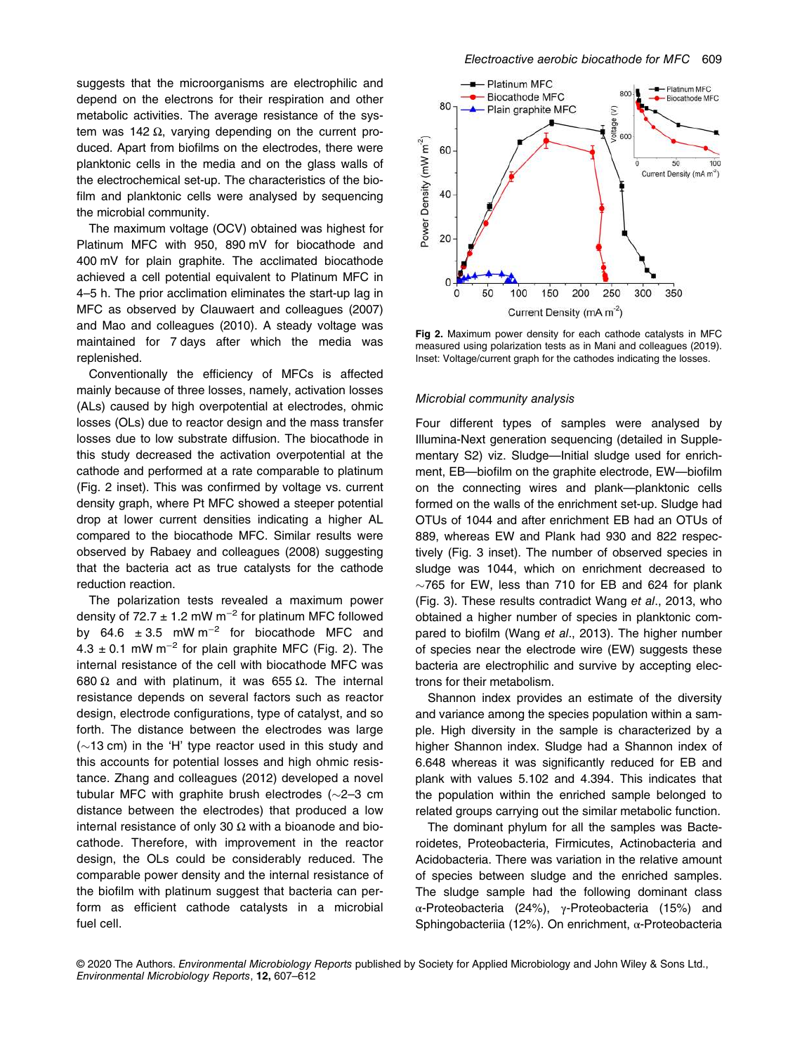suggests that the microorganisms are electrophilic and depend on the electrons for their respiration and other metabolic activities. The average resistance of the system was 142 Ω, varying depending on the current produced. Apart from biofilms on the electrodes, there were planktonic cells in the media and on the glass walls of the electrochemical set-up. The characteristics of the biofilm and planktonic cells were analysed by sequencing the microbial community.

The maximum voltage (OCV) obtained was highest for Platinum MFC with 950, 890 mV for biocathode and 400 mV for plain graphite. The acclimated biocathode achieved a cell potential equivalent to Platinum MFC in 4–5 h. The prior acclimation eliminates the start-up lag in MFC as observed by Clauwaert and colleagues (2007) and Mao and colleagues (2010). A steady voltage was maintained for 7 days after which the media was replenished.

Conventionally the efficiency of MFCs is affected mainly because of three losses, namely, activation losses (ALs) caused by high overpotential at electrodes, ohmic losses (OLs) due to reactor design and the mass transfer losses due to low substrate diffusion. The biocathode in this study decreased the activation overpotential at the cathode and performed at a rate comparable to platinum (Fig. 2 inset). This was confirmed by voltage vs. current density graph, where Pt MFC showed a steeper potential drop at lower current densities indicating a higher AL compared to the biocathode MFC. Similar results were observed by Rabaey and colleagues (2008) suggesting that the bacteria act as true catalysts for the cathode reduction reaction.

The polarization tests revealed a maximum power density of 72.7 ± 1.2 mW m$^{-2}$ for platinum MFC followed by 64.6 ± 3.5 mW m$^{-2}$ for biocathode MFC and 4.3 ± 0.1 mW m$^{-2}$ for plain graphite MFC (Fig. 2). The internal resistance of the cell with biocathode MFC was 680 Ω and with platinum, it was 655 Ω. The internal resistance depends on several factors such as reactor design, electrode configurations, type of catalyst, and so forth. The distance between the electrodes was large (~13 cm) in the 'H' type reactor used in this study and this accounts for potential losses and high ohmic resistance. Zhang and colleagues (2012) developed a novel tubular MFC with graphite brush electrodes (~2–3 cm distance between the electrodes) that produced a low internal resistance of only 30 Ω with a bioanode and biocathode. Therefore, with improvement in the reactor design, the OLs could be considerably reduced. The comparable power density and the internal resistance of the biofilm with platinum suggest that bacteria can perform as efficient cathode catalysts in a microbial fuel cell.

**Fig 2.** Maximum power density for each cathode catalysts in MFC measured using polarization tests as in Mani and colleagues (2019). Inset: Voltage/current graph for the cathodes indicating the losses.

### *Microbial community analysis*

Four different types of samples were analysed by Illumina-Next generation sequencing (detailed in Supplementary S2) viz. Sludge—Initial sludge used for enrichment, EB—biofilm on the graphite electrode, EW—biofilm on the connecting wires and plank—planktonic cells formed on the walls of the enrichment set-up. Sludge had OTUs of 1044 and after enrichment EB had an OTUs of 889, whereas EW and Plank had 930 and 822 respectively (Fig. 3 inset). The number of observed species in sludge was 1044, which on enrichment decreased to ~765 for EW, less than 710 for EB and 624 for plank (Fig. 3). These results contradict Wang *et al*., 2013, who obtained a higher number of species in planktonic compared to biofilm (Wang *et al*., 2013). The higher number of species near the electrode wire (EW) suggests these bacteria are electrophilic and survive by accepting electrons for their metabolism.

Shannon index provides an estimate of the diversity and variance among the species population within a sample. High diversity in the sample is characterized by a higher Shannon index. Sludge had a Shannon index of 6.648 whereas it was significantly reduced for EB and plank with values 5.102 and 4.394. This indicates that the population within the enriched sample belonged to related groups carrying out the similar metabolic function.

The dominant phylum for all the samples was Bacteroidetes, Proteobacteria, Firmicutes, Actinobacteria and Acidobacteria. There was variation in the relative amount of species between sludge and the enriched samples. The sludge sample had the following dominant class α-Proteobacteria (24%), γ-Proteobacteria (15%) and Sphingobacteriia (12%). On enrichment, α-Proteobacteria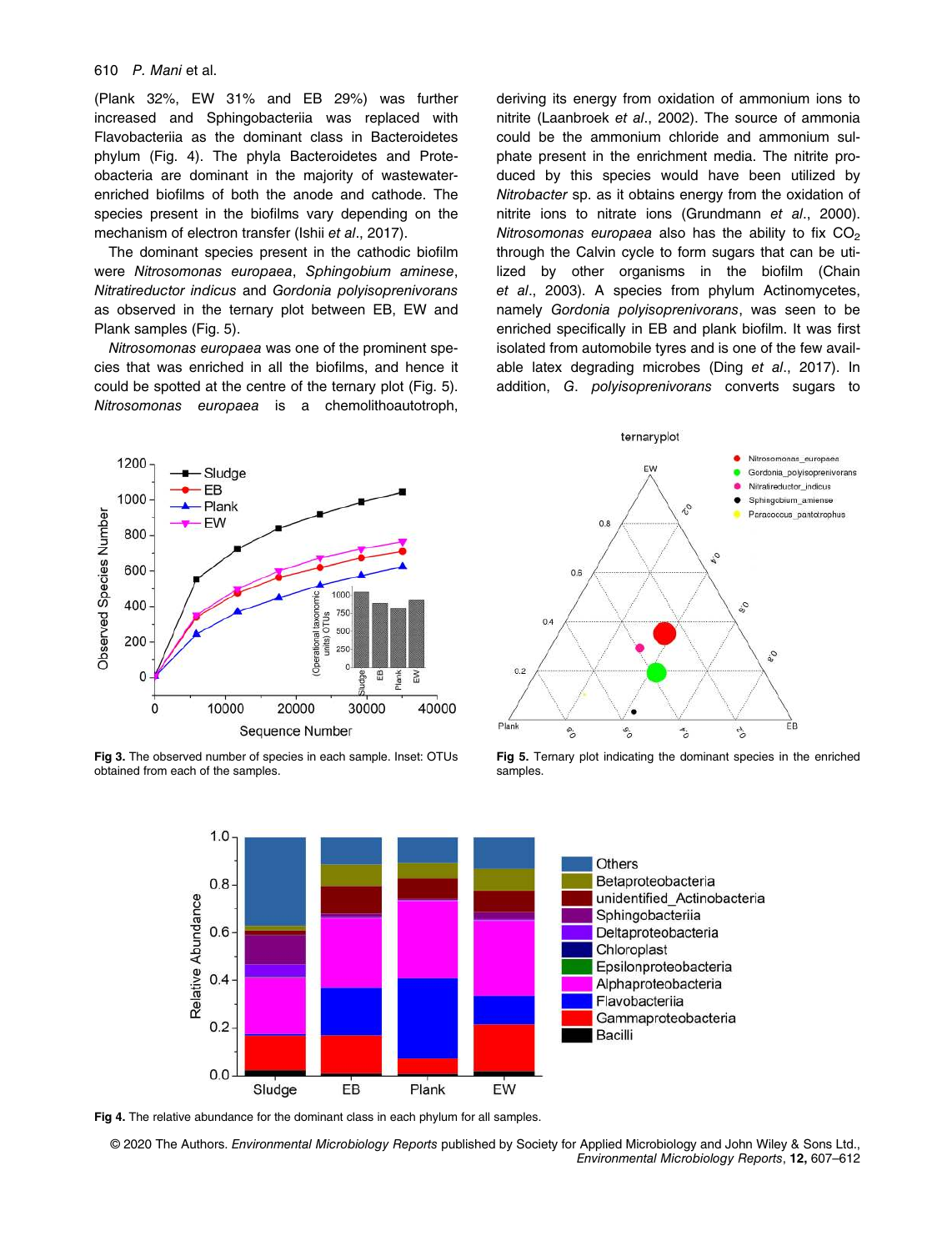(Plank 32%, EW 31% and EB 29%) was further increased and Sphingobacteriia was replaced with Flavobacteriia as the dominant class in Bacteroidetes phylum (Fig. 4). The phyla Bacteroidetes and Proteobacteria are dominant in the majority of wastewater-enriched biofilms of both the anode and cathode. The species present in the biofilms vary depending on the mechanism of electron transfer (Ishii *et al*., 2017).

The dominant species present in the cathodic biofilm were *Nitrosomonas europaea*, *Sphingobium aminese*, *Nitratireductor indicus* and *Gordonia polyisoprenivorans* as observed in the ternary plot between EB, EW and Plank samples (Fig. 5).

*Nitrosomonas europaea* was one of the prominent species that was enriched in all the biofilms, and hence it could be spotted at the centre of the ternary plot (Fig. 5). *Nitrosomonas europaea* is a chemolithoautotroph, deriving its energy from oxidation of ammonium ions to nitrite (Laanbroek *et al*., 2002). The source of ammonia could be the ammonium chloride and ammonium sulphate present in the enrichment media. The nitrite produced by this species would have been utilized by *Nitrobacter* sp. as it obtains energy from the oxidation of nitrite ions to nitrate ions (Grundmann *et al*., 2000). *Nitrosomonas europaea* also has the ability to fix $CO_2$ through the Calvin cycle to form sugars that can be utilized by other organisms in the biofilm (Chain *et al*., 2003). A species from phylum Actinomycetes, namely *Gordonia polyisoprenivorans*, was seen to be enriched specifically in EB and plank biofilm. It was first isolated from automobile tyres and is one of the few available latex degrading microbes (Ding *et al*., 2017). In addition, *G. polyisoprenivorans* converts sugars to

**Fig 3.** The observed number of species in each sample. Inset: OTUs obtained from each of the samples.

**Fig 5.** Ternary plot indicating the dominant species in the enriched samples.

**Fig 4.** The relative abundance for the dominant class in each phylum for all samples.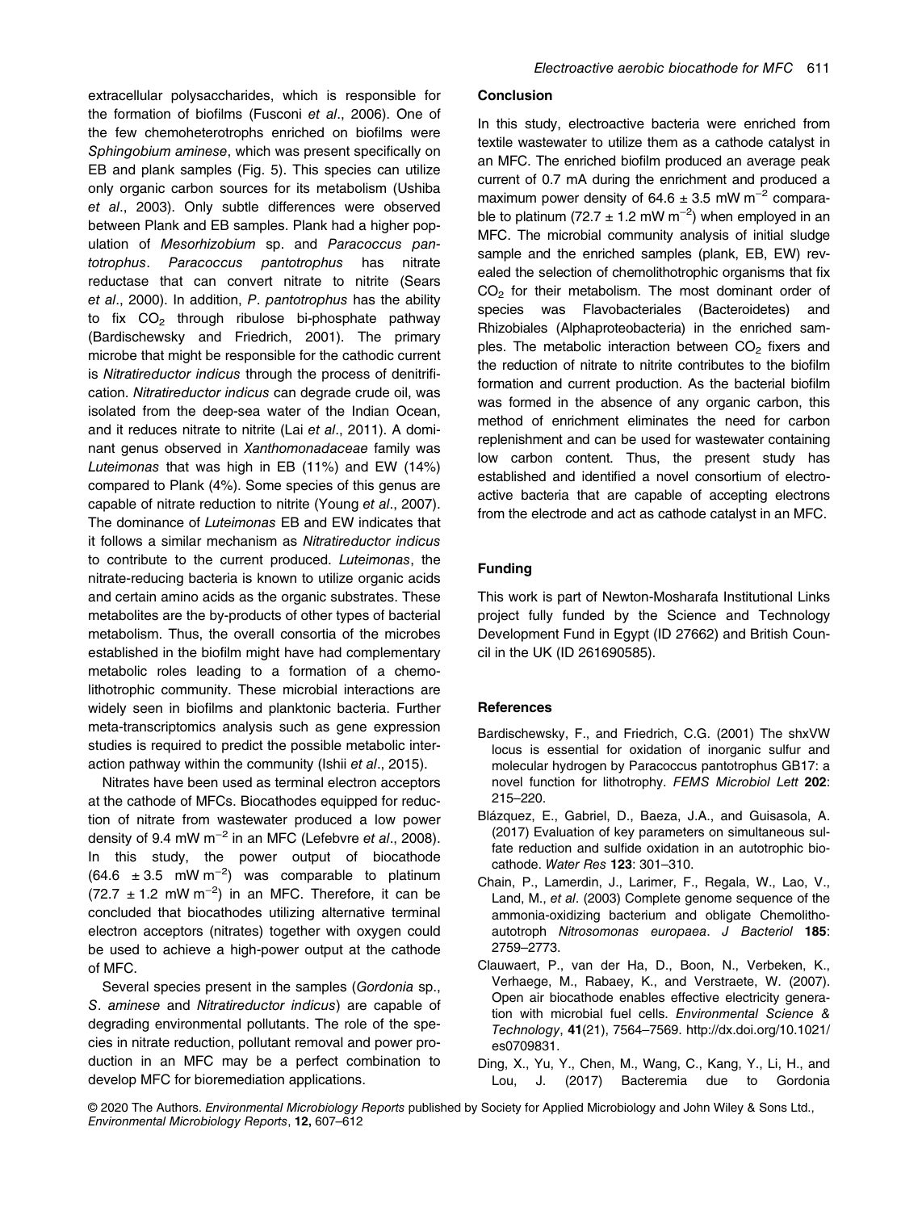extracellular polysaccharides, which is responsible for the formation of biofilms (Fusconi *et al*., 2006). One of the few chemoheterotrophs enriched on biofilms were *Sphingobium aminese*, which was present specifically on EB and plank samples (Fig. 5). This species can utilize only organic carbon sources for its metabolism (Ushiba *et al*., 2003). Only subtle differences were observed between Plank and EB samples. Plank had a higher population of *Mesorhizobium* sp. and *Paracoccus pantotrophus*. *Paracoccus pantotrophus* has nitrate reductase that can convert nitrate to nitrite (Sears *et al*., 2000). In addition, *P. pantotrophus* has the ability to fix $CO_2$ through ribulose bi-phosphate pathway (Bardischewsky and Friedrich, 2001). The primary microbe that might be responsible for the cathodic current is *Nitratireductor indicus* through the process of denitrification. *Nitratireductor indicus* can degrade crude oil, was isolated from the deep-sea water of the Indian Ocean, and it reduces nitrate to nitrite (Lai *et al*., 2011). A dominant genus observed in *Xanthomonadaceae* family was *Luteimonas* that was high in EB (11%) and EW (14%) compared to Plank (4%). Some species of this genus are capable of nitrate reduction to nitrite (Young *et al*., 2007). The dominance of *Luteimonas* EB and EW indicates that it follows a similar mechanism as *Nitratireductor indicus* to contribute to the current produced. *Luteimonas*, the nitrate-reducing bacteria is known to utilize organic acids and certain amino acids as the organic substrates. These metabolites are the by-products of other types of bacterial metabolism. Thus, the overall consortia of the microbes established in the biofilm might have had complementary metabolic roles leading to a formation of a chemolithotrophic community. These microbial interactions are widely seen in biofilms and planktonic bacteria. Further meta-transcriptomics analysis such as gene expression studies is required to predict the possible metabolic interaction pathway within the community (Ishii *et al*., 2015).

Nitrates have been used as terminal electron acceptors at the cathode of MFCs. Biocathodes equipped for reduction of nitrate from wastewater produced a low power density of 9.4 mW $m^{-2}$ in an MFC (Lefebvre *et al*., 2008). In this study, the power output of biocathode (64.6 $\pm$ 3.5 mW $m^{-2}$) was comparable to platinum (72.7 $\pm$ 1.2 mW $m^{-2}$) in an MFC. Therefore, it can be concluded that biocathodes utilizing alternative terminal electron acceptors (nitrates) together with oxygen could be used to achieve a high-power output at the cathode of MFC.

Several species present in the samples (*Gordonia* sp., *S. aminese* and *Nitratireductor indicus*) are capable of degrading environmental pollutants. The role of the species in nitrate reduction, pollutant removal and power production in an MFC may be a perfect combination to develop MFC for bioremediation applications.

## Conclusion

In this study, electroactive bacteria were enriched from textile wastewater to utilize them as a cathode catalyst in an MFC. The enriched biofilm produced an average peak current of 0.7 mA during the enrichment and produced a maximum power density of 64.6 $\pm$ 3.5 mW $m^{-2}$ comparable to platinum (72.7 $\pm$ 1.2 mW $m^{-2}$) when employed in an MFC. The microbial community analysis of initial sludge sample and the enriched samples (plank, EB, EW) revealed the selection of chemolithotrophic organisms that fix $CO_2$ for their metabolism. The most dominant order of species was Flavobacteriales (Bacteroidetes) and Rhizobiales (Alphaproteobacteria) in the enriched samples. The metabolic interaction between $CO_2$ fixers and the reduction of nitrate to nitrite contributes to the biofilm formation and current production. As the bacterial biofilm was formed in the absence of any organic carbon, this method of enrichment eliminates the need for carbon replenishment and can be used for wastewater containing low carbon content. Thus, the present study has established and identified a novel consortium of electroactive bacteria that are capable of accepting electrons from the electrode and act as cathode catalyst in an MFC.

## Funding

This work is part of Newton-Mosharafa Institutional Links project fully funded by the Science and Technology Development Fund in Egypt (ID 27662) and British Council in the UK (ID 261690585).

## References

Bardischewsky, F., and Friedrich, C.G. (2001) The shxVW locus is essential for oxidation of inorganic sulfur and molecular hydrogen by Paracoccus pantotrophus GB17: a novel function for lithotrophy. *FEMS Microbiol Lett* **202**: 215–220.

Blázquez, E., Gabriel, D., Baeza, J.A., and Guisasola, A. (2017) Evaluation of key parameters on simultaneous sulfate reduction and sulfide oxidation in an autotrophic biocathode. *Water Res* **123**: 301–310.

Chain, P., Lamerdin, J., Larimer, F., Regala, W., Lao, V., Land, M., *et al*. (2003) Complete genome sequence of the ammonia-oxidizing bacterium and obligate Chemolithoautotroph *Nitrosomonas europaea*. *J Bacteriol* **185**: 2759–2773.

Clauwaert, P., van der Ha, D., Boon, N., Verbeken, K., Verhaege, M., Rabaey, K., and Verstraete, W. (2007). Open air biocathode enables effective electricity generation with microbial fuel cells. *Environmental Science & Technology*, **41**(21), 7564–7569. http://dx.doi.org/10.1021/es0709831.

Ding, X., Yu, Y., Chen, M., Wang, C., Kang, Y., Li, H., and Lou, J. (2017) Bacteremia due to Gordonia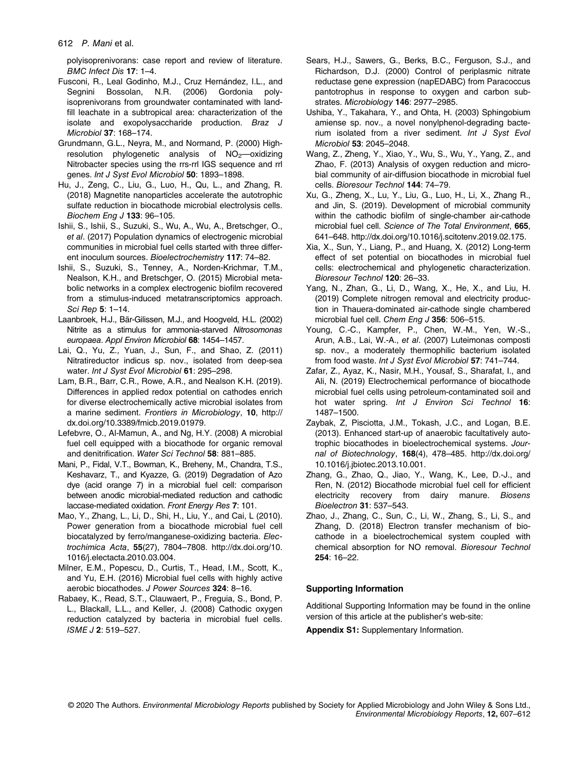polyisoprenivorans: case report and review of literature. *BMC Infect Dis* **17**: 1–4.

Fusconi, R., Leal Godinho, M.J., Cruz Hernández, I.L., and Segnini Bossolan, N.R. (2006) Gordonia polyisoprenivorans from groundwater contaminated with landfill leachate in a subtropical area: characterization of the isolate and exopolysaccharide production. *Braz J Microbiol* **37**: 168–174.

Grundmann, G.L., Neyra, M., and Normand, P. (2000) High-resolution phylogenetic analysis of $NO_2$—oxidizing Nitrobacter species using the rrs-rrl IGS sequence and rrl genes. *Int J Syst Evol Microbiol* **50**: 1893–1898.

Hu, J., Zeng, C., Liu, G., Luo, H., Qu, L., and Zhang, R. (2018) Magnetite nanoparticles accelerate the autotrophic sulfate reduction in biocathode microbial electrolysis cells. *Biochem Eng J* **133**: 96–105.

Ishii, S., Ishii, S., Suzuki, S., Wu, A., Wu, A., Bretschger, O., *et al*. (2017) Population dynamics of electrogenic microbial communities in microbial fuel cells started with three different inoculum sources. *Bioelectrochemistry* **117**: 74–82.

Ishii, S., Suzuki, S., Tenney, A., Norden-Krichmar, T.M., Nealson, K.H., and Bretschger, O. (2015) Microbial metabolic networks in a complex electrogenic biofilm recovered from a stimulus-induced metatranscriptomics approach. *Sci Rep* **5**: 1–14.

Laanbroek, H.J., Bär-Gilissen, M.J., and Hoogveld, H.L. (2002) Nitrite as a stimulus for ammonia-starved *Nitrosomonas europaea*. *Appl Environ Microbiol* **68**: 1454–1457.

Lai, Q., Yu, Z., Yuan, J., Sun, F., and Shao, Z. (2011) Nitratireductor indicus sp. nov., isolated from deep-sea water. *Int J Syst Evol Microbiol* **61**: 295–298.

Lam, B.R., Barr, C.R., Rowe, A.R., and Nealson K.H. (2019). Differences in applied redox potential on cathodes enrich for diverse electrochemically active microbial isolates from a marine sediment. *Frontiers in Microbiology*, **10**, http://dx.doi.org/10.3389/fmicb.2019.01979.

Lefebvre, O., Al-Mamun, A., and Ng, H.Y. (2008) A microbial fuel cell equipped with a biocathode for organic removal and denitrification. *Water Sci Technol* **58**: 881–885.

Mani, P., Fidal, V.T., Bowman, K., Breheny, M., Chandra, T.S., Keshavarz, T., and Kyazze, G. (2019) Degradation of Azo dye (acid orange 7) in a microbial fuel cell: comparison between anodic microbial-mediated reduction and cathodic laccase-mediated oxidation. *Front Energy Res* **7**: 101.

Mao, Y., Zhang, L., Li, D., Shi, H., Liu, Y., and Cai, L (2010). Power generation from a biocathode microbial fuel cell biocatalyzed by ferro/manganese-oxidizing bacteria. *Electrochimica Acta*, **55**(27), 7804–7808. http://dx.doi.org/10.1016/j.electacta.2010.03.004.

Milner, E.M., Popescu, D., Curtis, T., Head, I.M., Scott, K., and Yu, E.H. (2016) Microbial fuel cells with highly active aerobic biocathodes. *J Power Sources* **324**: 8–16.

Rabaey, K., Read, S.T., Clauwaert, P., Freguia, S., Bond, P. L., Blackall, L.L., and Keller, J. (2008) Cathodic oxygen reduction catalyzed by bacteria in microbial fuel cells. *ISME J* **2**: 519–527.

Sears, H.J., Sawers, G., Berks, B.C., Ferguson, S.J., and Richardson, D.J. (2000) Control of periplasmic nitrate reductase gene expression (napEDABC) from Paracoccus pantotrophus in response to oxygen and carbon substrates. *Microbiology* **146**: 2977–2985.

Ushiba, Y., Takahara, Y., and Ohta, H. (2003) Sphingobium amiense sp. nov., a novel nonylphenol-degrading bacterium isolated from a river sediment. *Int J Syst Evol Microbiol* **53**: 2045–2048.

Wang, Z., Zheng, Y., Xiao, Y., Wu, S., Wu, Y., Yang, Z., and Zhao, F. (2013) Analysis of oxygen reduction and microbial community of air-diffusion biocathode in microbial fuel cells. *Bioresour Technol* **144**: 74–79.

Xu, G., Zheng, X., Lu, Y., Liu, G., Luo, H., Li, X., Zhang R., and Jin, S. (2019). Development of microbial community within the cathodic biofilm of single-chamber air-cathode microbial fuel cell. *Science of The Total Environment*, **665**, 641–648. http://dx.doi.org/10.1016/j.scitotenv.2019.02.175.

Xia, X., Sun, Y., Liang, P., and Huang, X. (2012) Long-term effect of set potential on biocathodes in microbial fuel cells: electrochemical and phylogenetic characterization. *Bioresour Technol* **120**: 26–33.

Yang, N., Zhan, G., Li, D., Wang, X., He, X., and Liu, H. (2019) Complete nitrogen removal and electricity production in Thauera-dominated air-cathode single chambered microbial fuel cell. *Chem Eng J* **356**: 506–515.

Young, C.-C., Kampfer, P., Chen, W.-M., Yen, W.-S., Arun, A.B., Lai, W.-A., *et al*. (2007) Luteimonas composti sp. nov., a moderately thermophilic bacterium isolated from food waste. *Int J Syst Evol Microbiol* **57**: 741–744.

Zafar, Z., Ayaz, K., Nasir, M.H., Yousaf, S., Sharafat, I., and Ali, N. (2019) Electrochemical performance of biocathode microbial fuel cells using petroleum-contaminated soil and hot water spring. *Int J Environ Sci Technol* **16**: 1487–1500.

Zaybak, Z, Pisciotta, J.M., Tokash, J.C., and Logan, B.E. (2013). Enhanced start-up of anaerobic facultatively autotrophic biocathodes in bioelectrochemical systems. *Journal of Biotechnology*, **168**(4), 478–485. http://dx.doi.org/10.1016/j.jbiotec.2013.10.001.

Zhang, G., Zhao, Q., Jiao, Y., Wang, K., Lee, D.-J., and Ren, N. (2012) Biocathode microbial fuel cell for efficient electricity recovery from dairy manure. *Biosens Bioelectron* **31**: 537–543.

Zhao, J., Zhang, C., Sun, C., Li, W., Zhang, S., Li, S., and Zhang, D. (2018) Electron transfer mechanism of biocathode in a bioelectrochemical system coupled with chemical absorption for NO removal. *Bioresour Technol* **254**: 16–22.

### Supporting Information

Additional Supporting Information may be found in the online version of this article at the publisher's web-site:

**Appendix S1:** Supplementary Information.